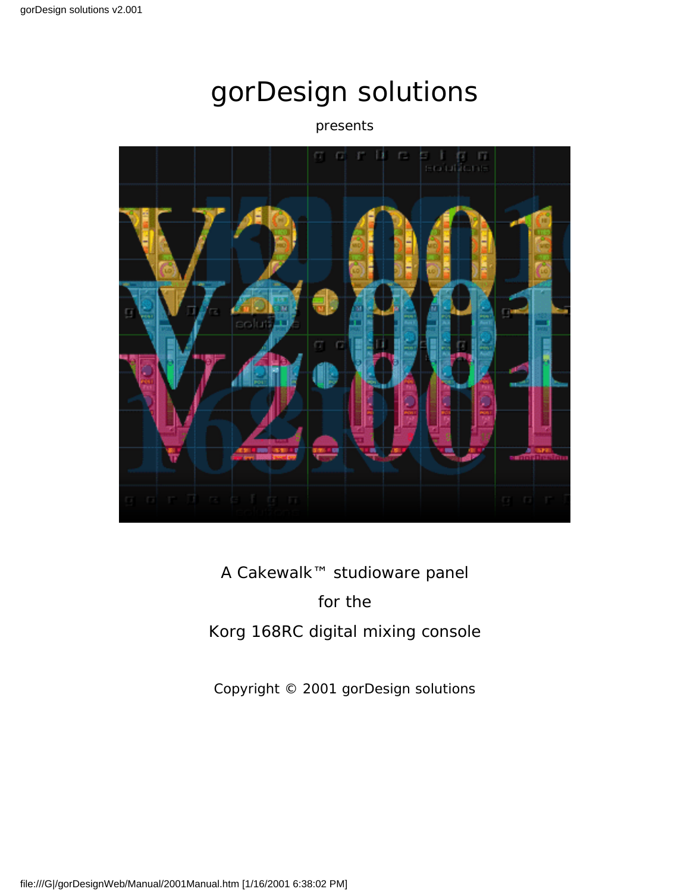# gorDesign solutions

presents

A Cakewalk™ studioware panel

for the

Korg 168RC digital mixing console

Copyright © 2001 gorDesign solutions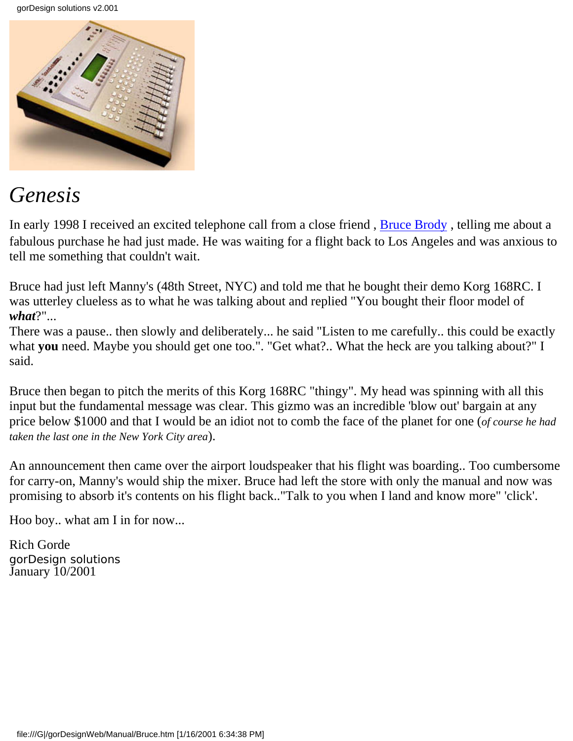# *Genesis*

In early 1998 I received an excited telephone call from a close friend , Bruce Brody , telling me about a fabulous purchase he had just made. He was waiting for a flight back to Los Angeles and was anxious to tell me something that couldn't wait.

Bruce had just left Manny's (48th Street, NYC) and told me that he bought their demo Korg 168RC. I was utterley clueless as to what he was talking about and replied "You bought their floor model of ***what***?"...
There was a pause.. then slowly and deliberately... he said "Listen to me carefully.. this could be exactly what **you** need. Maybe you should get one too.". "Get what?.. What the heck are you talking about?" I said.

Bruce then began to pitch the merits of this Korg 168RC "thingy". My head was spinning with all this input but the fundamental message was clear. This gizmo was an incredible 'blow out' bargain at any price below $1000 and that I would be an idiot not to comb the face of the planet for one (*of course he had taken the last one in the New York City area*).

An announcement then came over the airport loudspeaker that his flight was boarding.. Too cumbersome for carry-on, Manny's would ship the mixer. Bruce had left the store with only the manual and now was promising to absorb it's contents on his flight back.."Talk to you when I land and know more" 'click'.

Hoo boy.. what am I in for now...

Rich Gorde
gorDesign solutions
January 10/2001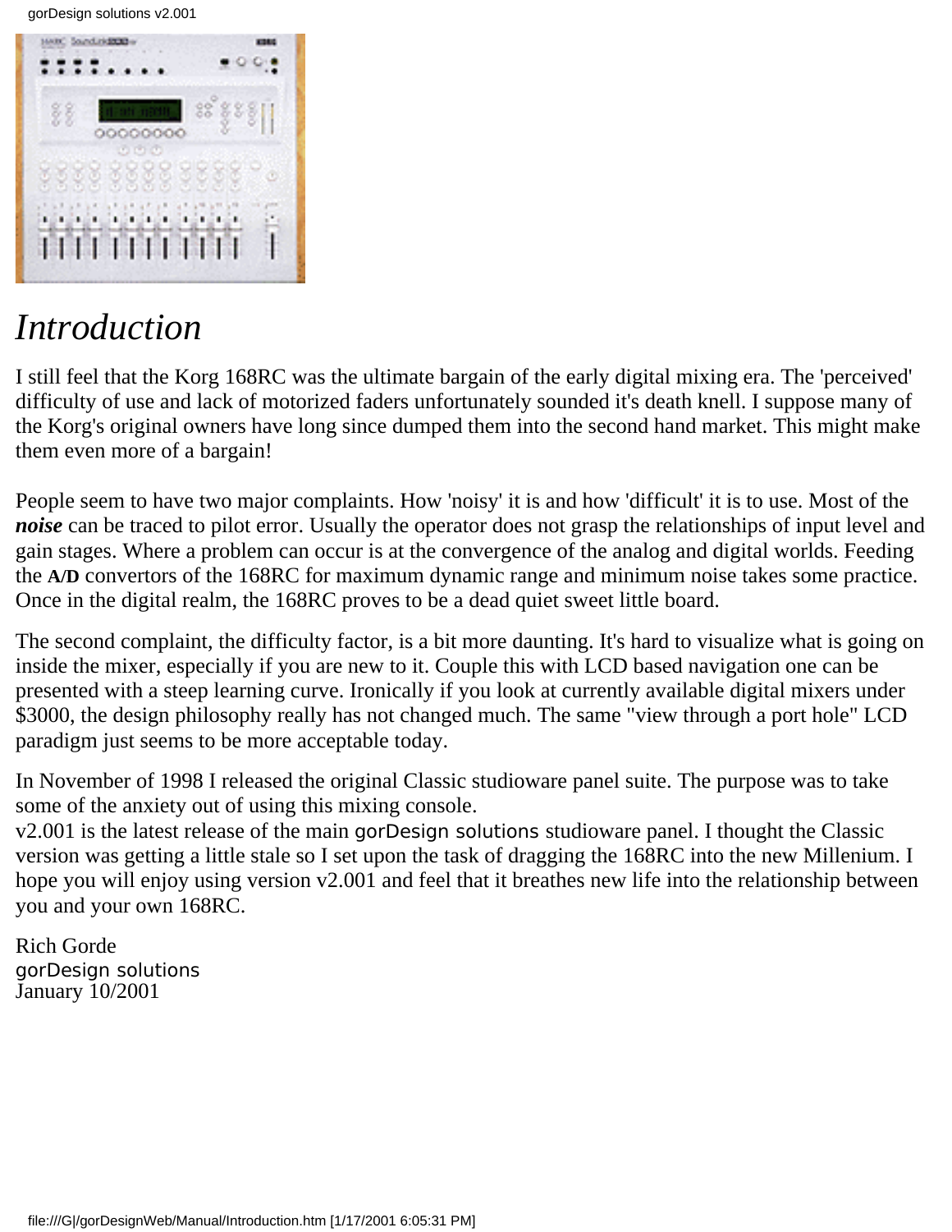# *Introduction*

I still feel that the Korg 168RC was the ultimate bargain of the early digital mixing era. The 'perceived' difficulty of use and lack of motorized faders unfortunately sounded it's death knell. I suppose many of the Korg's original owners have long since dumped them into the second hand market. This might make them even more of a bargain!

People seem to have two major complaints. How 'noisy' it is and how 'difficult' it is to use. Most of the ***noise*** can be traced to pilot error. Usually the operator does not grasp the relationships of input level and gain stages. Where a problem can occur is at the convergence of the analog and digital worlds. Feeding the **A/D** convertors of the 168RC for maximum dynamic range and minimum noise takes some practice. Once in the digital realm, the 168RC proves to be a dead quiet sweet little board.

The second complaint, the difficulty factor, is a bit more daunting. It's hard to visualize what is going on inside the mixer, especially if you are new to it. Couple this with LCD based navigation one can be presented with a steep learning curve. Ironically if you look at currently available digital mixers under $3000, the design philosophy really has not changed much. The same "view through a port hole" LCD paradigm just seems to be more acceptable today.

In November of 1998 I released the original Classic studioware panel suite. The purpose was to take some of the anxiety out of using this mixing console.
v2.001 is the latest release of the main gorDesign solutions studioware panel. I thought the Classic version was getting a little stale so I set upon the task of dragging the 168RC into the new Millenium. I hope you will enjoy using version v2.001 and feel that it breathes new life into the relationship between you and your own 168RC.

Rich Gorde
gorDesign solutions
January 10/2001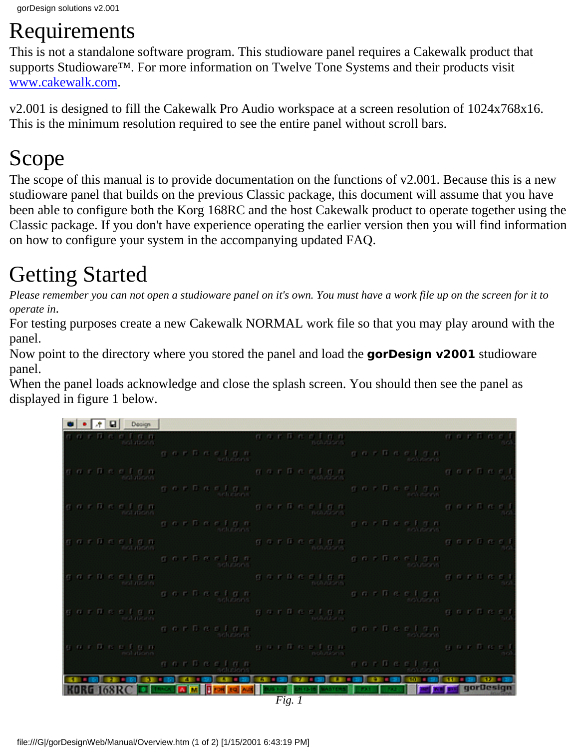# Requirements

This is not a standalone software program. This studioware panel requires a Cakewalk product that supports Studioware™. For more information on Twelve Tone Systems and their products visit [www.cakewalk.com](www.cakewalk.com).

v2.001 is designed to fill the Cakewalk Pro Audio workspace at a screen resolution of 1024x768x16. This is the minimum resolution required to see the entire panel without scroll bars.

# Scope

The scope of this manual is to provide documentation on the functions of v2.001. Because this is a new studioware panel that builds on the previous Classic package, this document will assume that you have been able to configure both the Korg 168RC and the host Cakewalk product to operate together using the Classic package. If you don't have experience operating the earlier version then you will find information on how to configure your system in the accompanying updated FAQ.

# Getting Started

*Please remember you can not open a studioware panel on it's own. You must have a work file up on the screen for it to operate in*.

For testing purposes create a new Cakewalk NORMAL work file so that you may play around with the panel.

Now point to the directory where you stored the panel and load the **gorDesign v2001** studioware panel.

When the panel loads acknowledge and close the splash screen. You should then see the panel as displayed in figure 1 below.

*Fig. 1*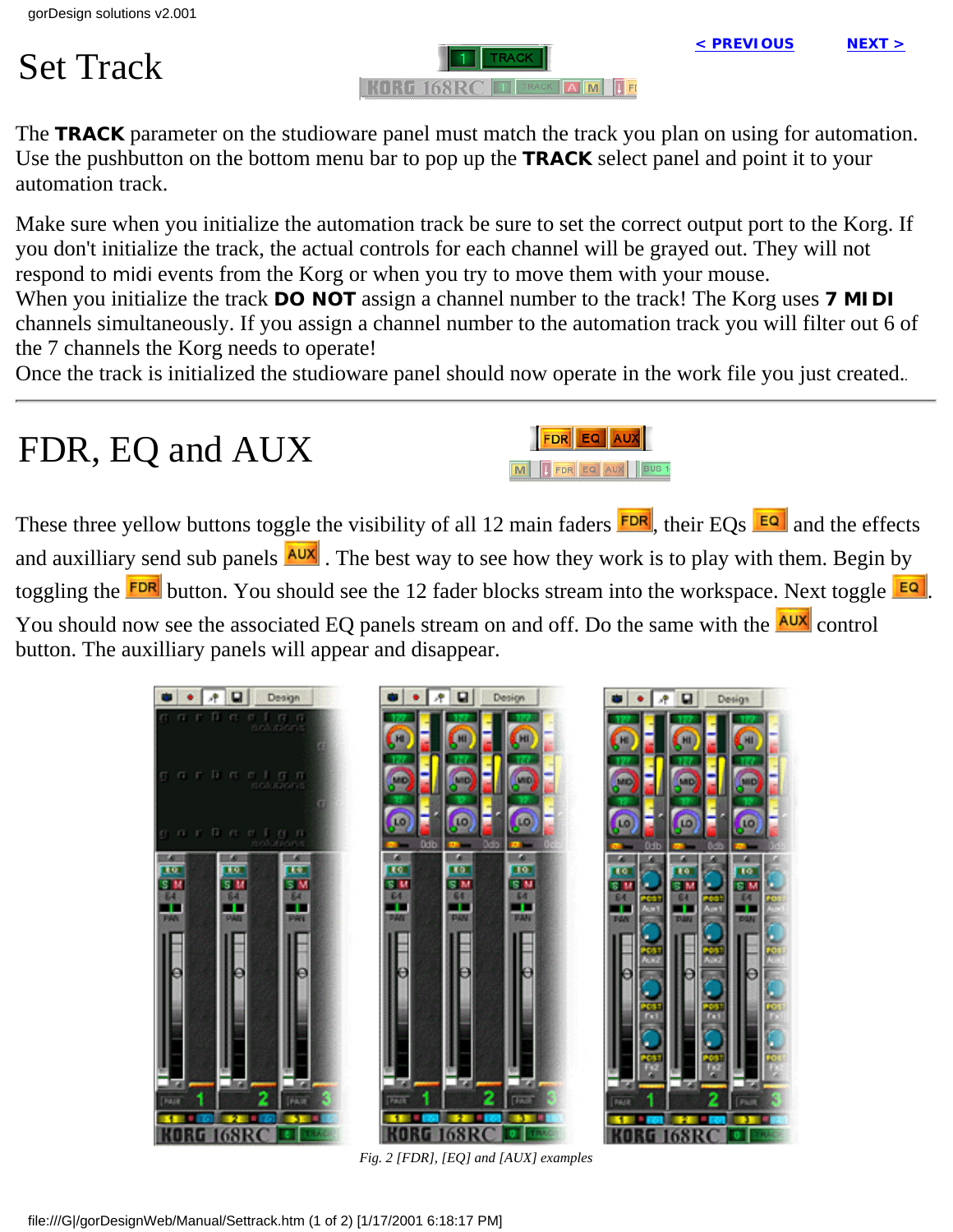# Set Track

The **TRACK** parameter on the studioware panel must match the track you plan on using for automation. Use the pushbutton on the bottom menu bar to pop up the **TRACK** select panel and point it to your automation track.

Make sure when you initialize the automation track be sure to set the correct output port to the Korg. If you don't initialize the track, the actual controls for each channel will be grayed out. They will not respond to midi events from the Korg or when you try to move them with your mouse.
When you initialize the track **DO NOT** assign a channel number to the track! The Korg uses **7 MIDI** channels simultaneously. If you assign a channel number to the automation track you will filter out 6 of the 7 channels the Korg needs to operate!
Once the track is initialized the studioware panel should now operate in the work file you just created..

---

# FDR, EQ and AUX

These three yellow buttons toggle the visibility of all 12 main faders FDR, their EQs EQ and the effects and auxilliary send sub panels AUX. The best way to see how they work is to play with them. Begin by toggling the FDR button. You should see the 12 fader blocks stream into the workspace. Next toggle EQ. You should now see the associated EQ panels stream on and off. Do the same with the AUX control button. The auxilliary panels will appear and disappear.

*Fig. 2 [FDR], [EQ] and [AUX] examples*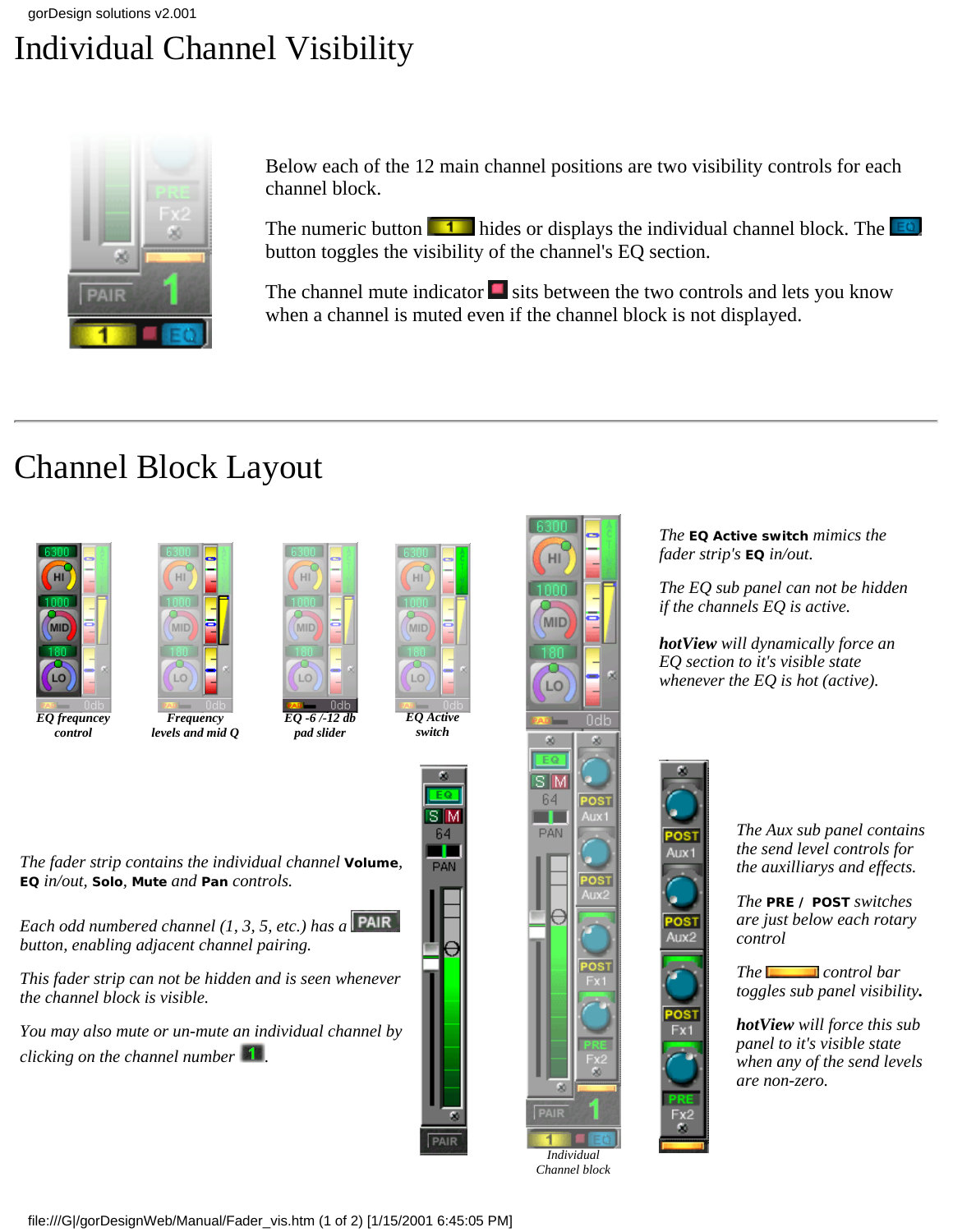# Individual Channel Visibility

Below each of the 12 main channel positions are two visibility controls for each channel block.

The numeric button hides or displays the individual channel block. The button toggles the visibility of the channel's EQ section.

The channel mute indicator sits between the two controls and lets you know when a channel is muted even if the channel block is not displayed.

---

# Channel Block Layout

*EQ frequncey control*

*Frequency levels and mid Q*

*EQ -6 /-12 db pad slider*

*EQ Active switch*

*The **EQ Active switch** mimics the fader strip's **EQ** in/out.*

*The EQ sub panel can not be hidden if the channels EQ is active.*

***hotView** will dynamically force an EQ section to it's visible state whenever the EQ is hot (active).*

*The fader strip contains the individual channel **Volume**, **EQ** in/out, **Solo**, **Mute** and **Pan** controls.*

*Each odd numbered channel (1, 3, 5, etc.) has a PAIR button, enabling adjacent channel pairing.*

*This fader strip can not be hidden and is seen whenever the channel block is visible.*

*You may also mute or un-mute an individual channel by clicking on the channel number .*

*Individual Channel block*

*The Aux sub panel contains the send level controls for the auxilliarys and effects.*

*The **PRE / POST** switches are just below each rotary control*

*The control bar toggles sub panel visibility.*

***hotView** will force this sub panel to it's visible state when any of the send levels are non-zero.*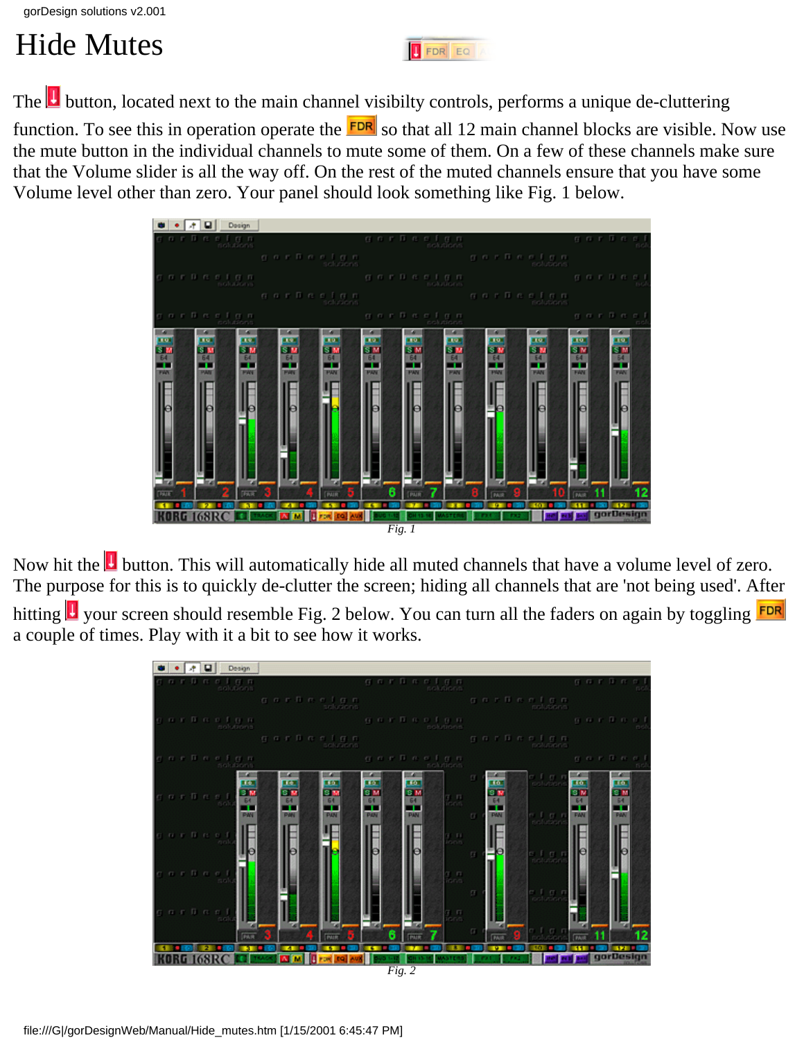# Hide Mutes

The button, located next to the main channel visibilty controls, performs a unique de-cluttering function. To see this in operation operate the FDR so that all 12 main channel blocks are visible. Now use the mute button in the individual channels to mute some of them. On a few of these channels make sure that the Volume slider is all the way off. On the rest of the muted channels ensure that you have some Volume level other than zero. Your panel should look something like Fig. 1 below.

*Fig. 1*

Now hit the button. This will automatically hide all muted channels that have a volume level of zero. The purpose for this is to quickly de-clutter the screen; hiding all channels that are 'not being used'. After hitting your screen should resemble Fig. 2 below. You can turn all the faders on again by toggling FDR a couple of times. Play with it a bit to see how it works.

*Fig. 2*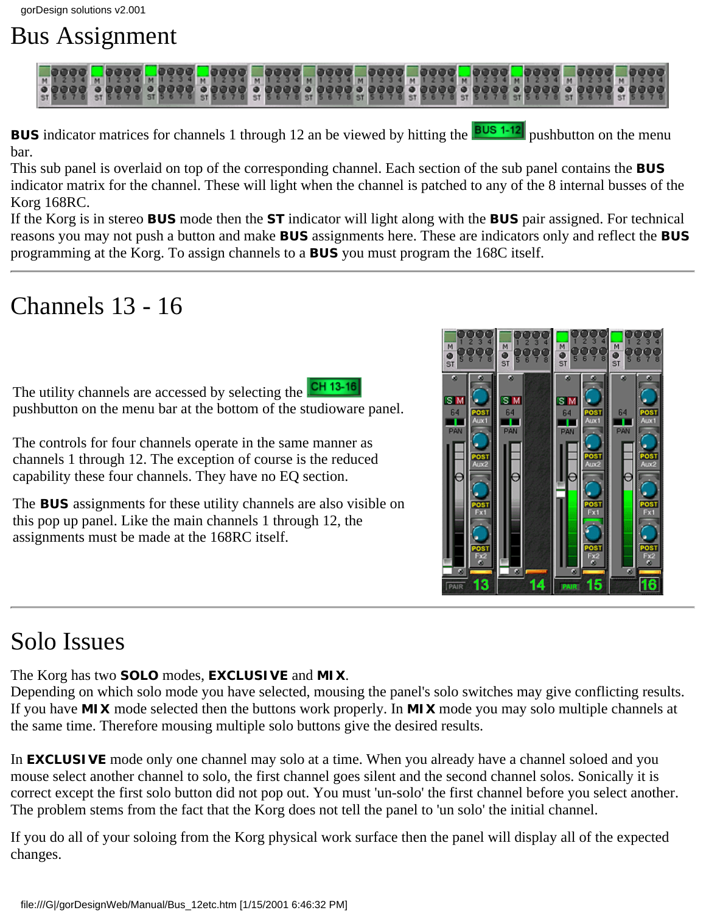# Bus Assignment

**BUS** indicator matrices for channels 1 through 12 an be viewed by hitting the BUS 1-12 pushbutton on the menu bar.
This sub panel is overlaid on top of the corresponding channel. Each section of the sub panel contains the **BUS** indicator matrix for the channel. These will light when the channel is patched to any of the 8 internal busses of the Korg 168RC.
If the Korg is in stereo **BUS** mode then the **ST** indicator will light along with the **BUS** pair assigned. For technical reasons you may not push a button and make **BUS** assignments here. These are indicators only and reflect the **BUS** programming at the Korg. To assign channels to a **BUS** you must program the 168C itself.

---

# Channels 13 - 16

The utility channels are accessed by selecting the CH 13-16 pushbutton on the menu bar at the bottom of the studioware panel.

The controls for four channels operate in the same manner as channels 1 through 12. The exception of course is the reduced capability these four channels. They have no EQ section.

The **BUS** assignments for these utility channels are also visible on this pop up panel. Like the main channels 1 through 12, the assignments must be made at the 168RC itself.

---

# Solo Issues

The Korg has two **SOLO** modes, **EXCLUSIVE** and **MIX**.
Depending on which solo mode you have selected, mousing the panel's solo switches may give conflicting results. If you have **MIX** mode selected then the buttons work properly. In **MIX** mode you may solo multiple channels at the same time. Therefore mousing multiple solo buttons give the desired results.

In **EXCLUSIVE** mode only one channel may solo at a time. When you already have a channel soloed and you mouse select another channel to solo, the first channel goes silent and the second channel solos. Sonically it is correct except the first solo button did not pop out. You must 'un-solo' the first channel before you select another. The problem stems from the fact that the Korg does not tell the panel to 'un solo' the initial channel.

If you do all of your soloing from the Korg physical work surface then the panel will display all of the expected changes.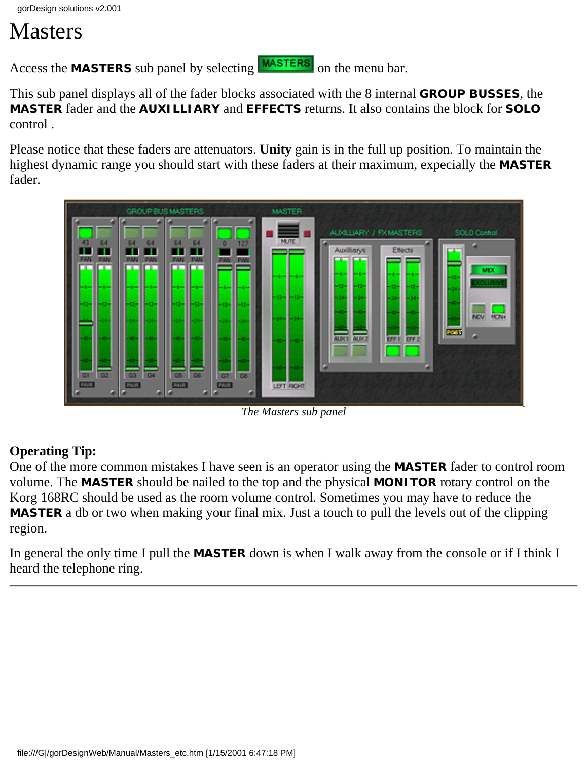# Masters

Access the **MASTERS** sub panel by selecting MASTERS on the menu bar.

This sub panel displays all of the fader blocks associated with the 8 internal **GROUP BUSSES**, the **MASTER** fader and the **AUXILLIARY** and **EFFECTS** returns. It also contains the block for **SOLO** control .

Please notice that these faders are attenuators. **Unity** gain is in the full up position. To maintain the highest dynamic range you should start with these faders at their maximum, expecially the **MASTER** fader.

*The Masters sub panel*

**Operating Tip:**
One of the more common mistakes I have seen is an operator using the **MASTER** fader to control room volume. The **MASTER** should be nailed to the top and the physical **MONITOR** rotary control on the Korg 168RC should be used as the room volume control. Sometimes you may have to reduce the **MASTER** a db or two when making your final mix. Just a touch to pull the levels out of the clipping region.

In general the only time I pull the **MASTER** down is when I walk away from the console or if I think I heard the telephone ring.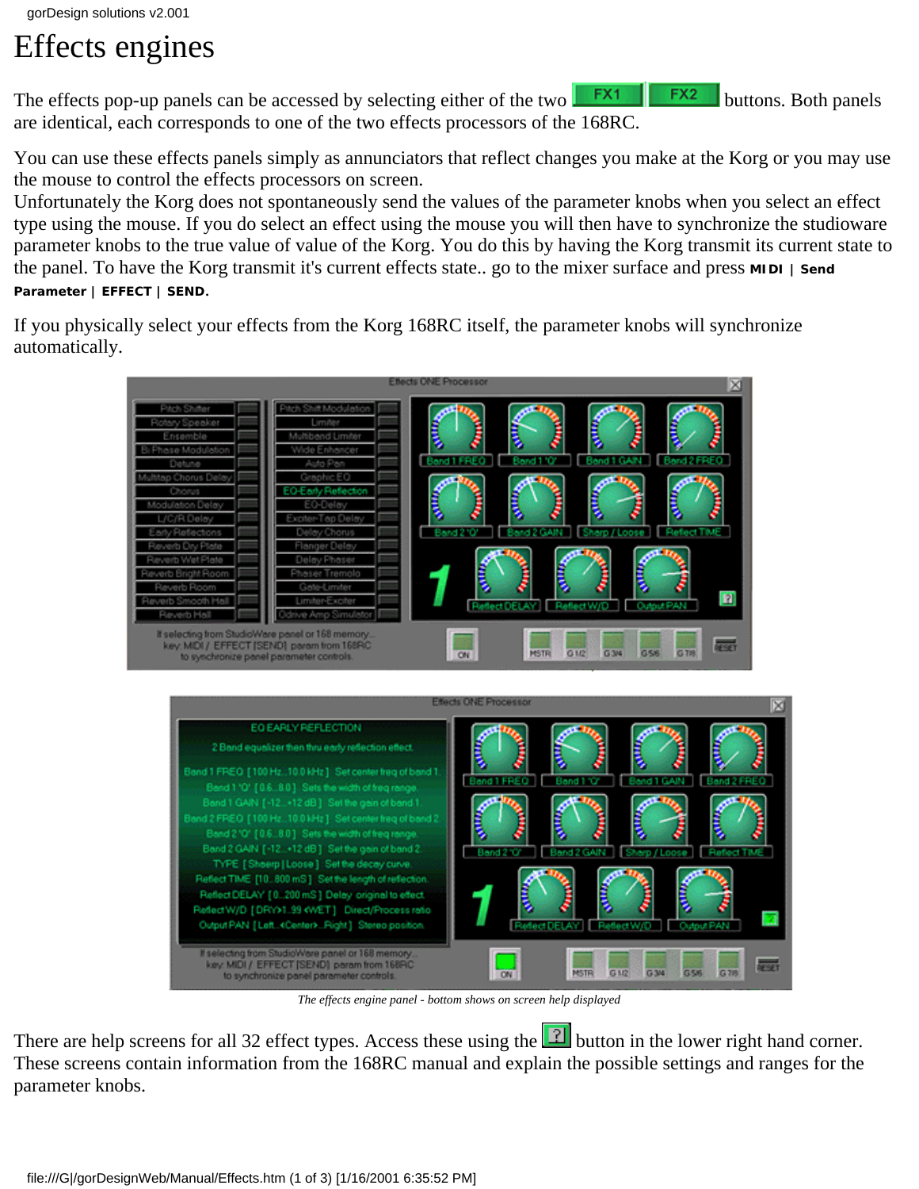# Effects engines

The effects pop-up panels can be accessed by selecting either of the two FX1 FX2 buttons. Both panels are identical, each corresponds to one of the two effects processors of the 168RC.

You can use these effects panels simply as annunciators that reflect changes you make at the Korg or you may use the mouse to control the effects processors on screen.
Unfortunately the Korg does not spontaneously send the values of the parameter knobs when you select an effect type using the mouse. If you do select an effect using the mouse you will then have to synchronize the studioware parameter knobs to the true value of value of the Korg. You do this by having the Korg transmit its current state to the panel. To have the Korg transmit it's current effects state.. go to the mixer surface and press **MIDI | Send Parameter | EFFECT | SEND**.

If you physically select your effects from the Korg 168RC itself, the parameter knobs will synchronize automatically.

*The effects engine panel - bottom shows on screen help displayed*

There are help screens for all 32 effect types. Access these using the ? button in the lower right hand corner. These screens contain information from the 168RC manual and explain the possible settings and ranges for the parameter knobs.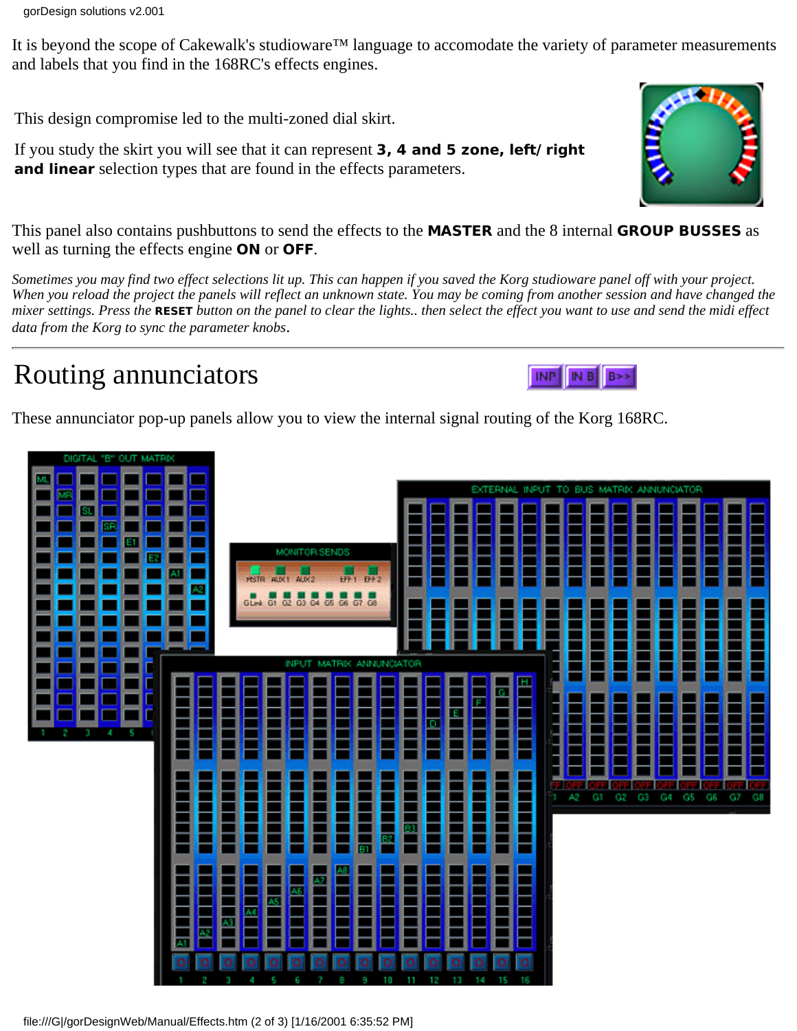It is beyond the scope of Cakewalk's studioware™ language to accomodate the variety of parameter measurements and labels that you find in the 168RC's effects engines.

This design compromise led to the multi-zoned dial skirt.

If you study the skirt you will see that it can represent **3, 4 and 5 zone, left/ right and linear** selection types that are found in the effects parameters.

This panel also contains pushbuttons to send the effects to the **MASTER** and the 8 internal **GROUP BUSSES** as well as turning the effects engine **ON** or **OFF**.

*Sometimes you may find two effect selections lit up. This can happen if you saved the Korg studioware panel off with your project. When you reload the project the panels will reflect an unknown state. You may be coming from another session and have changed the mixer settings. Press the* **RESET** *button on the panel to clear the lights.. then select the effect you want to use and send the midi effect data from the Korg to sync the parameter knobs*.

---

# Routing annunciators

These annunciator pop-up panels allow you to view the internal signal routing of the Korg 168RC.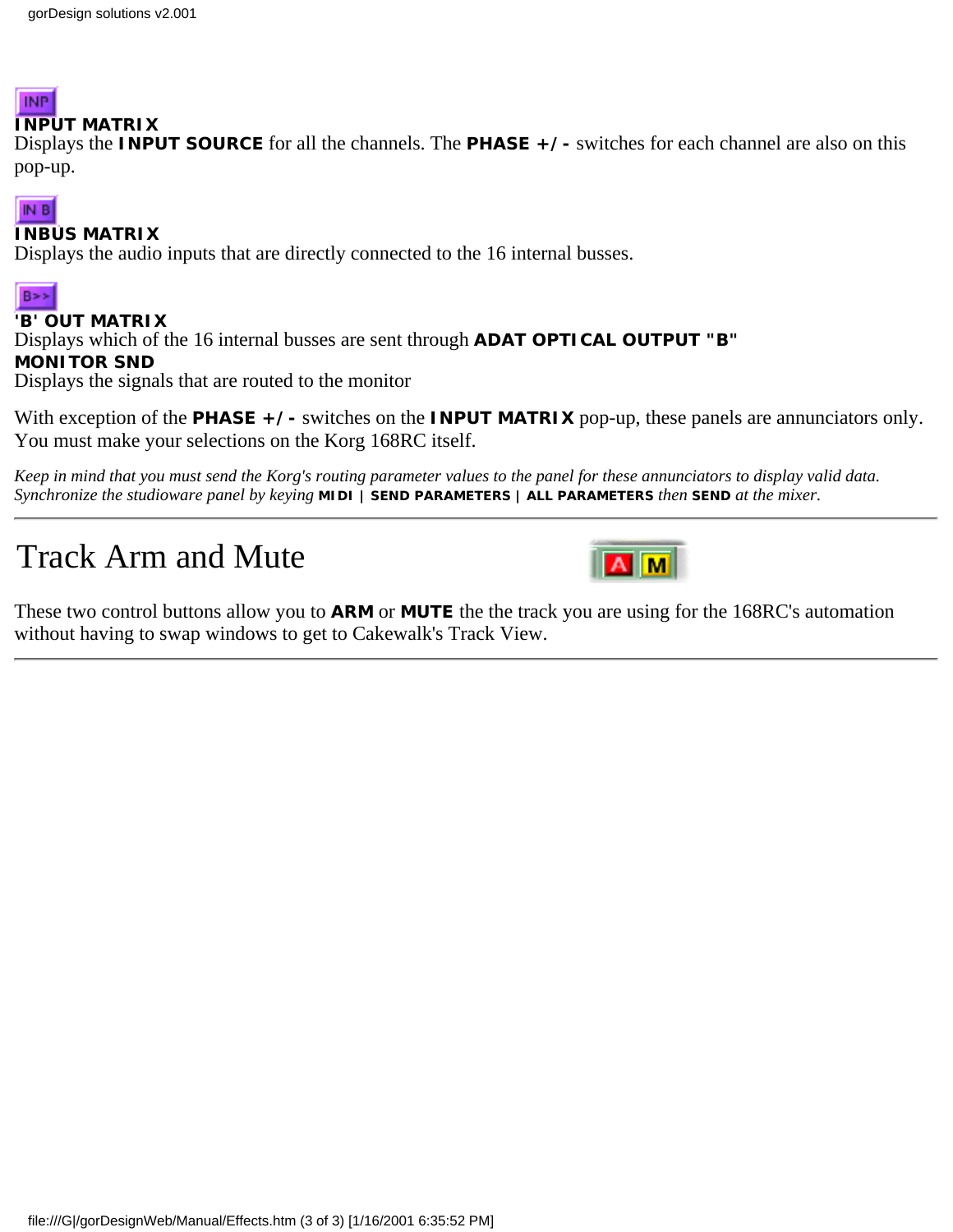**INPUT MATRIX**
Displays the **INPUT SOURCE** for all the channels. The **PHASE +/-** switches for each channel are also on this pop-up.

**INBUS MATRIX**
Displays the audio inputs that are directly connected to the 16 internal busses.

**'B' OUT MATRIX**
Displays which of the 16 internal busses are sent through **ADAT OPTICAL OUTPUT "B"**
**MONITOR SND**
Displays the signals that are routed to the monitor

With exception of the **PHASE +/-** switches on the **INPUT MATRIX** pop-up, these panels are annunciators only. You must make your selections on the Korg 168RC itself.

*Keep in mind that you must send the Korg's routing parameter values to the panel for these annunciators to display valid data. Synchronize the studioware panel by keying* **MIDI | SEND PARAMETERS | ALL PARAMETERS** *then* **SEND** *at the mixer.*

---

# Track Arm and Mute

These two control buttons allow you to **ARM** or **MUTE** the the track you are using for the 168RC's automation without having to swap windows to get to Cakewalk's Track View.

---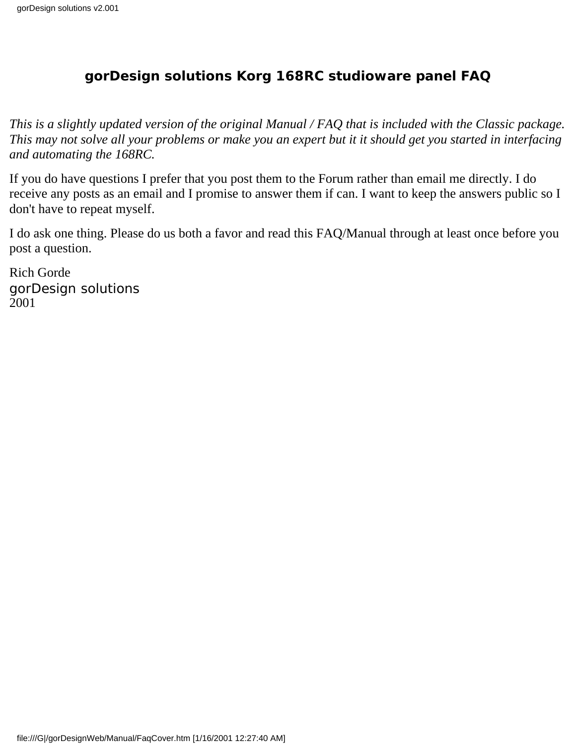# gorDesign solutions Korg 168RC studioware panel FAQ

*This is a slightly updated version of the original Manual / FAQ that is included with the Classic package. This may not solve all your problems or make you an expert but it it should get you started in interfacing and automating the 168RC.*

If you do have questions I prefer that you post them to the Forum rather than email me directly. I do receive any posts as an email and I promise to answer them if can. I want to keep the answers public so I don't have to repeat myself.

I do ask one thing. Please do us both a favor and read this FAQ/Manual through at least once before you post a question.

Rich Gorde
gorDesign solutions
2001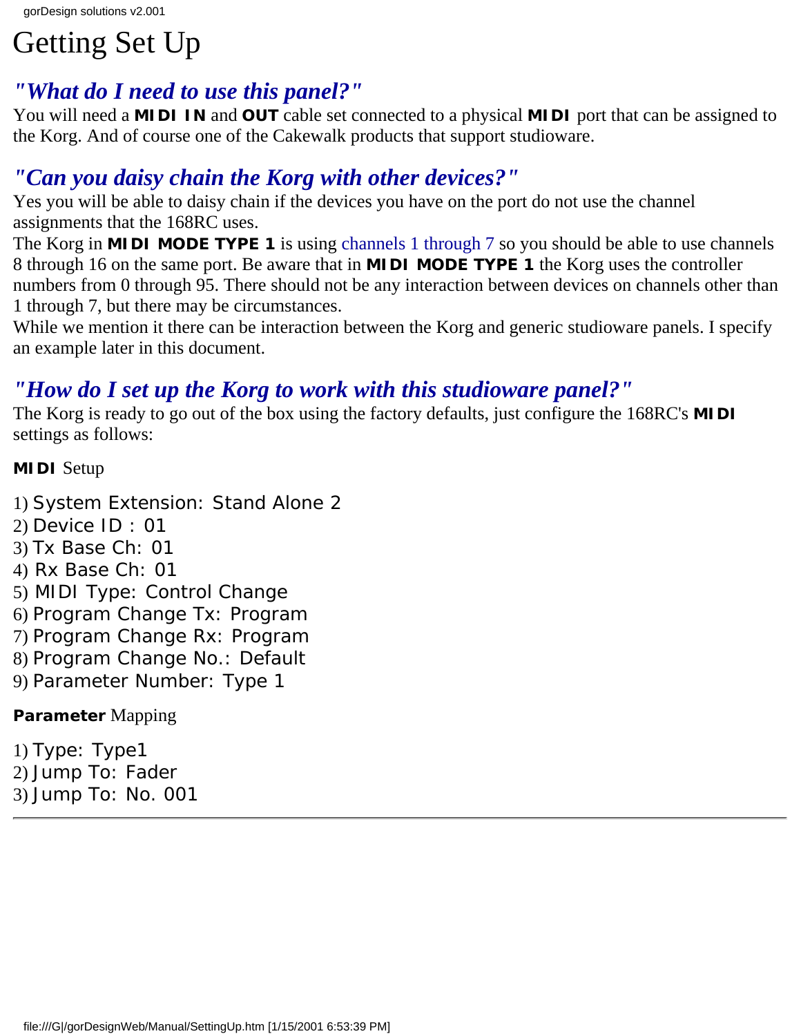// Getting Set Up

# Getting Set Up

## *"What do I need to use this panel?"*

You will need a **MIDI IN** and **OUT** cable set connected to a physical **MIDI** port that can be assigned to the Korg. And of course one of the Cakewalk products that support studioware.

## *"Can you daisy chain the Korg with other devices?"*

Yes you will be able to daisy chain if the devices you have on the port do not use the channel assignments that the 168RC uses.

The Korg in **MIDI MODE TYPE 1** is using channels 1 through 7 so you should be able to use channels 8 through 16 on the same port. Be aware that in **MIDI MODE TYPE 1** the Korg uses the controller numbers from 0 through 95. There should not be any interaction between devices on channels other than 1 through 7, but there may be circumstances.

While we mention it there can be interaction between the Korg and generic studioware panels. I specify an example later in this document.

## *"How do I set up the Korg to work with this studioware panel?"*

The Korg is ready to go out of the box using the factory defaults, just configure the 168RC's **MIDI** settings as follows:

**MIDI** Setup

1) System Extension: Stand Alone 2
2) Device ID : 01
3) Tx Base Ch: 01
4) Rx Base Ch: 01
5) MIDI Type: Control Change
6) Program Change Tx: Program
7) Program Change Rx: Program
8) Program Change No.: Default
9) Parameter Number: Type 1

**Parameter** Mapping

1) Type: Type1
2) Jump To: Fader
3) Jump To: No. 001

---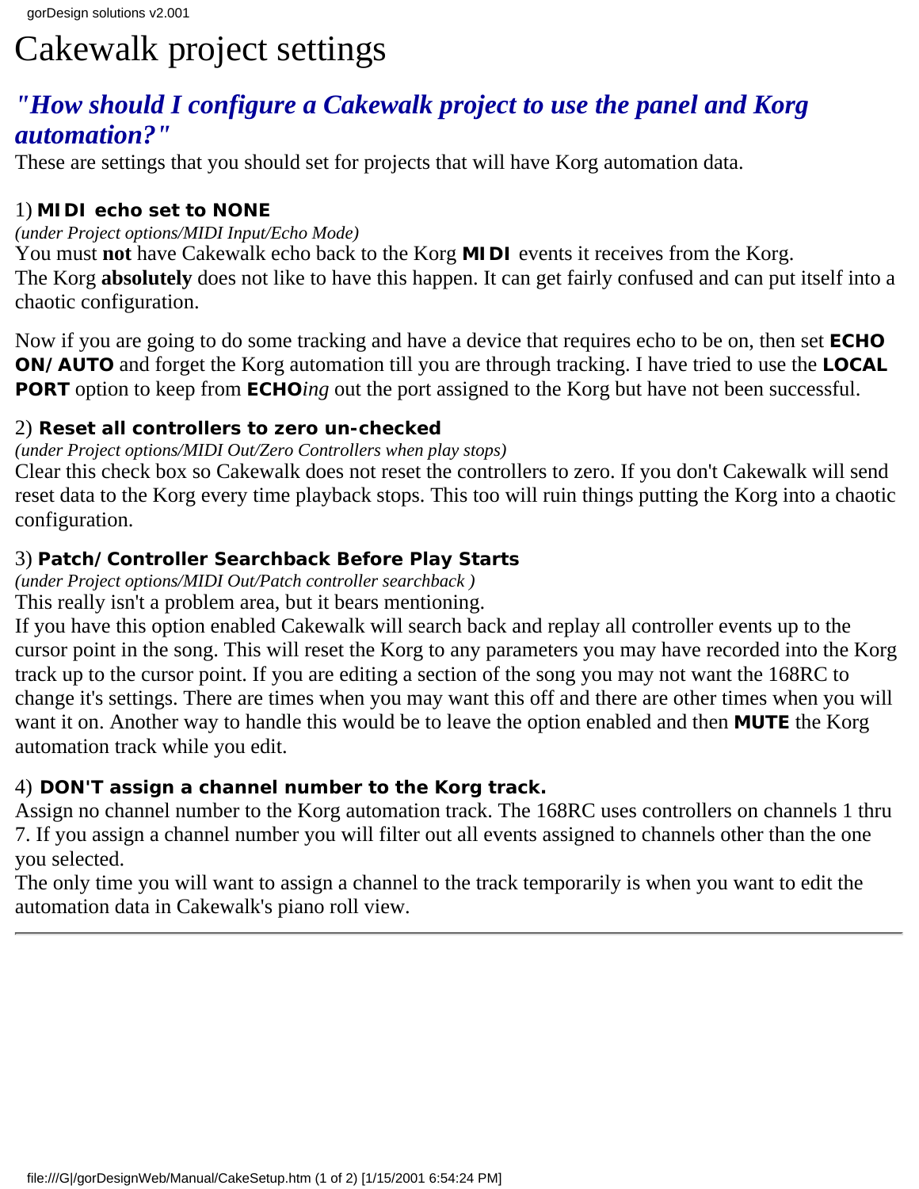# Cakewalk project settings

## *"How should I configure a Cakewalk project to use the panel and Korg automation?"*

These are settings that you should set for projects that will have Korg automation data.

1) **MIDI echo set to NONE**

*(under Project options/MIDI Input/Echo Mode)*

You must **not** have Cakewalk echo back to the Korg **MIDI** events it receives from the Korg.
The Korg **absolutely** does not like to have this happen. It can get fairly confused and can put itself into a chaotic configuration.

Now if you are going to do some tracking and have a device that requires echo to be on, then set **ECHO ON/AUTO** and forget the Korg automation till you are through tracking. I have tried to use the **LOCAL PORT** option to keep from **ECHO***ing* out the port assigned to the Korg but have not been successful.

2) **Reset all controllers to zero un-checked**

*(under Project options/MIDI Out/Zero Controllers when play stops)*

Clear this check box so Cakewalk does not reset the controllers to zero. If you don't Cakewalk will send reset data to the Korg every time playback stops. This too will ruin things putting the Korg into a chaotic configuration.

3) **Patch/Controller Searchback Before Play Starts**

*(under Project options/MIDI Out/Patch controller searchback )*

This really isn't a problem area, but it bears mentioning.
If you have this option enabled Cakewalk will search back and replay all controller events up to the cursor point in the song. This will reset the Korg to any parameters you may have recorded into the Korg track up to the cursor point. If you are editing a section of the song you may not want the 168RC to change it's settings. There are times when you may want this off and there are other times when you will want it on. Another way to handle this would be to leave the option enabled and then **MUTE** the Korg automation track while you edit.

4) **DON'T assign a channel number to the Korg track.**

Assign no channel number to the Korg automation track. The 168RC uses controllers on channels 1 thru 7. If you assign a channel number you will filter out all events assigned to channels other than the one you selected.
The only time you will want to assign a channel to the track temporarily is when you want to edit the automation data in Cakewalk's piano roll view.

---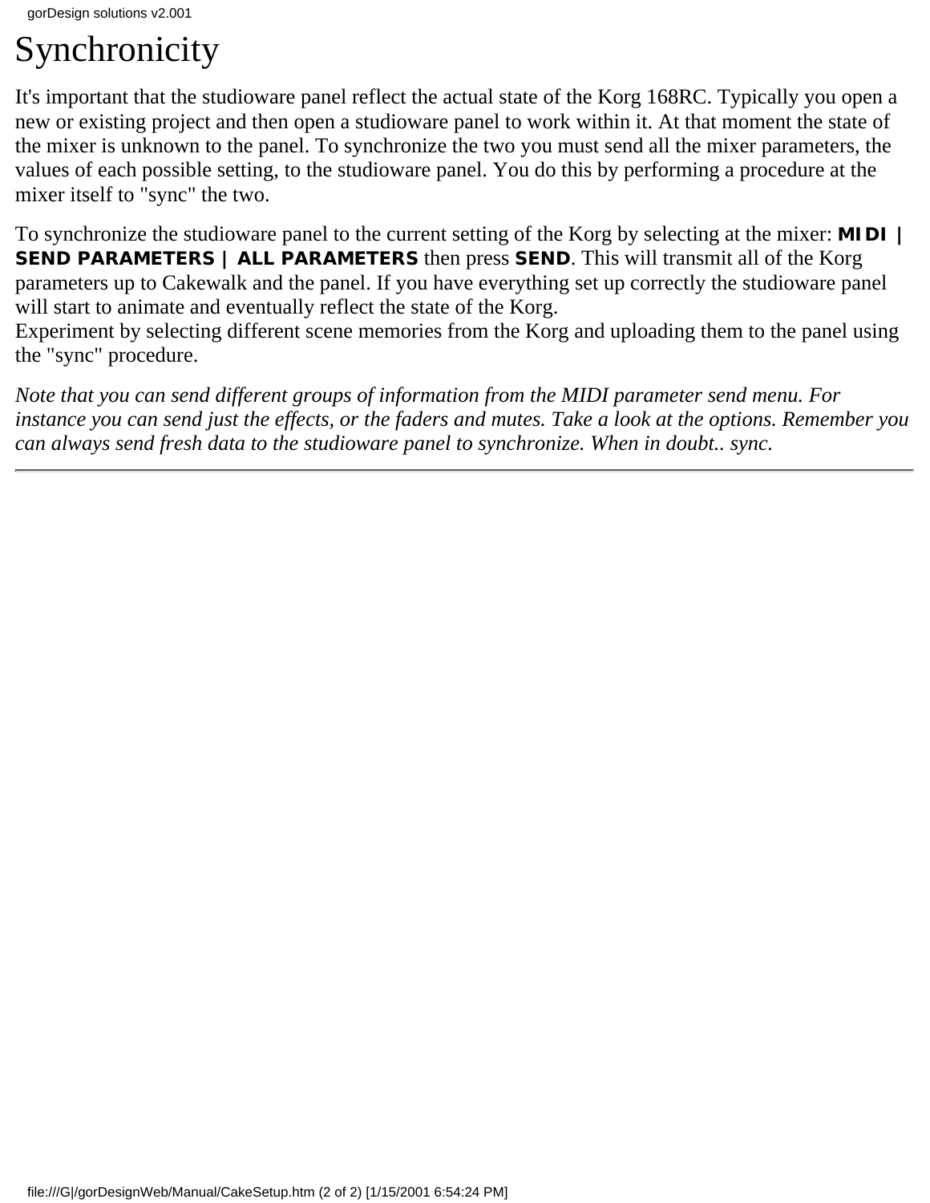# Synchronicity

It's important that the studioware panel reflect the actual state of the Korg 168RC. Typically you open a new or existing project and then open a studioware panel to work within it. At that moment the state of the mixer is unknown to the panel. To synchronize the two you must send all the mixer parameters, the values of each possible setting, to the studioware panel. You do this by performing a procedure at the mixer itself to "sync" the two.

To synchronize the studioware panel to the current setting of the Korg by selecting at the mixer: **MIDI | SEND PARAMETERS | ALL PARAMETERS** then press **SEND**. This will transmit all of the Korg parameters up to Cakewalk and the panel. If you have everything set up correctly the studioware panel will start to animate and eventually reflect the state of the Korg.
Experiment by selecting different scene memories from the Korg and uploading them to the panel using the "sync" procedure.

*Note that you can send different groups of information from the MIDI parameter send menu. For instance you can send just the effects, or the faders and mutes. Take a look at the options. Remember you can always send fresh data to the studioware panel to synchronize. When in doubt.. sync.*

---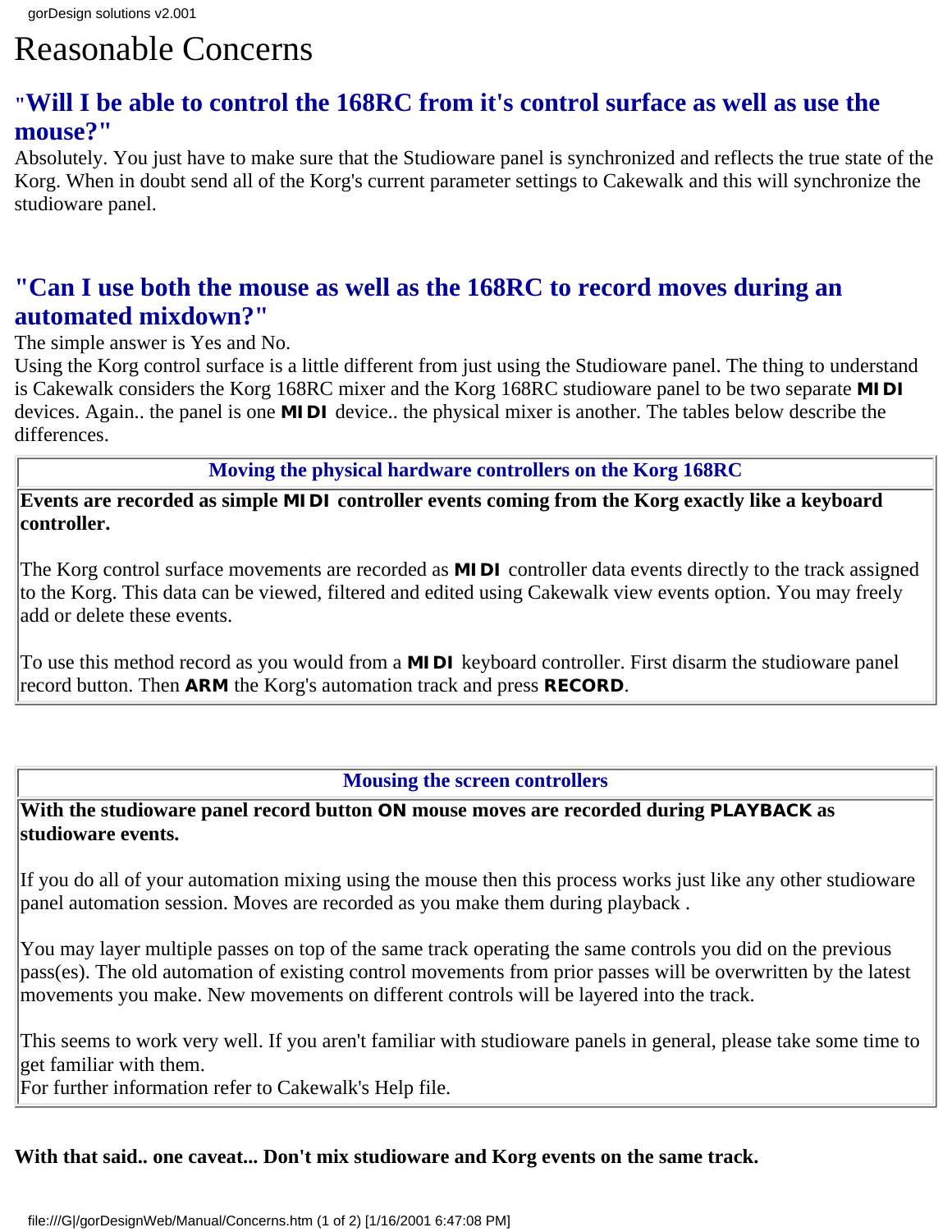# Reasonable Concerns

## "Will I be able to control the 168RC from it's control surface as well as use the mouse?"

Absolutely. You just have to make sure that the Studioware panel is synchronized and reflects the true state of the Korg. When in doubt send all of the Korg's current parameter settings to Cakewalk and this will synchronize the studioware panel.

## "Can I use both the mouse as well as the 168RC to record moves during an automated mixdown?"

The simple answer is Yes and No.

Using the Korg control surface is a little different from just using the Studioware panel. The thing to understand is Cakewalk considers the Korg 168RC mixer and the Korg 168RC studioware panel to be two separate **MIDI** devices. Again.. the panel is one **MIDI** device.. the physical mixer is another. The tables below describe the differences.

| Moving the physical hardware controllers on the Korg 168RC |
|---|
| **Events are recorded as simple MIDI controller events coming from the Korg exactly like a keyboard controller.**<br><br>The Korg control surface movements are recorded as **MIDI** controller data events directly to the track assigned to the Korg. This data can be viewed, filtered and edited using Cakewalk view events option. You may freely add or delete these events.<br><br>To use this method record as you would from a **MIDI** keyboard controller. First disarm the studioware panel record button. Then **ARM** the Korg's automation track and press **RECORD**. |

| Mousing the screen controllers |
|---|
| **With the studioware panel record button ON mouse moves are recorded during PLAYBACK as studioware events.**<br><br>If you do all of your automation mixing using the mouse then this process works just like any other studioware panel automation session. Moves are recorded as you make them during playback .<br><br>You may layer multiple passes on top of the same track operating the same controls you did on the previous pass(es). The old automation of existing control movements from prior passes will be overwritten by the latest movements you make. New movements on different controls will be layered into the track.<br><br>This seems to work very well. If you aren't familiar with studioware panels in general, please take some time to get familiar with them.<br>For further information refer to Cakewalk's Help file. |

**With that said.. one caveat... Don't mix studioware and Korg events on the same track.**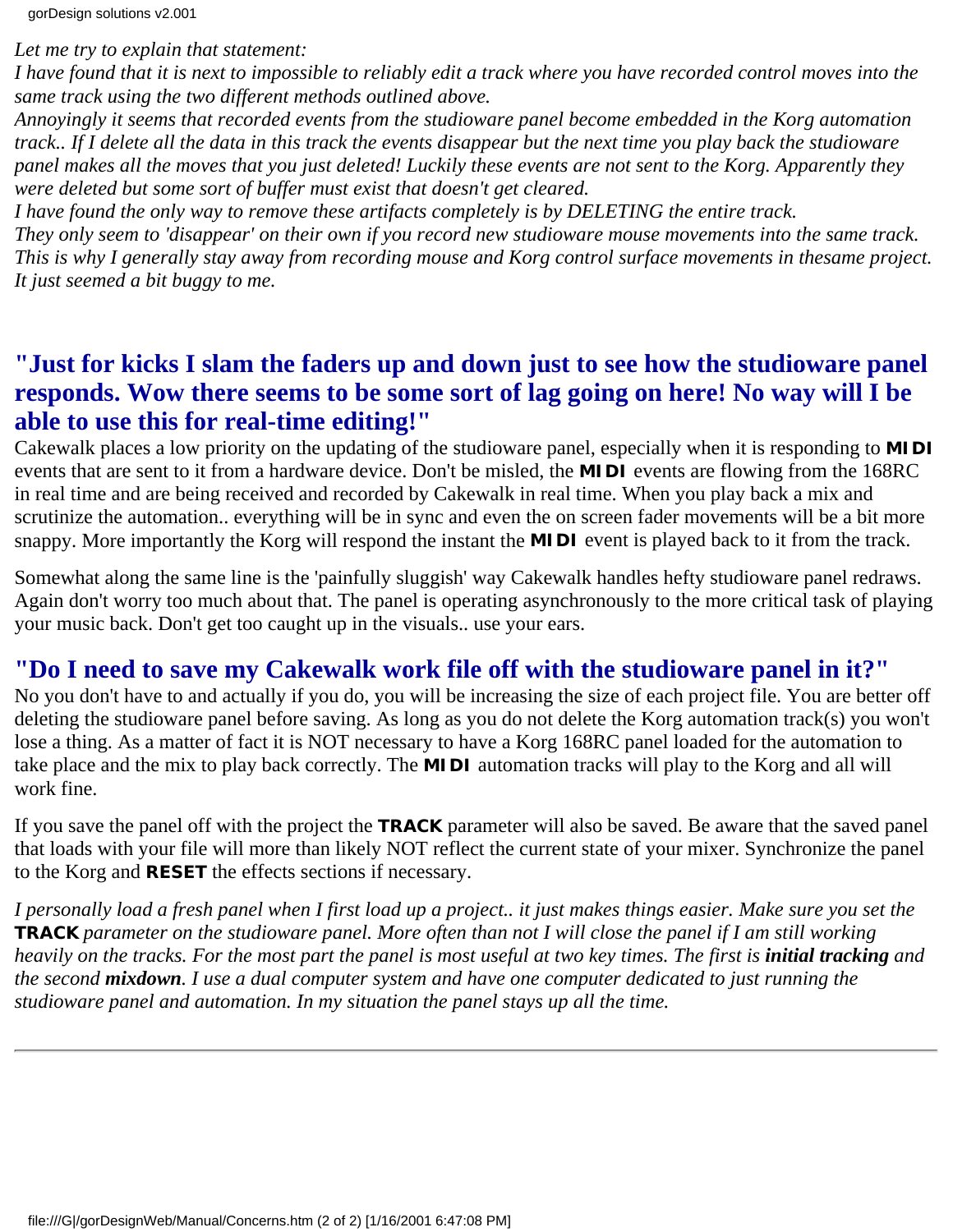*Let me try to explain that statement:*
*I have found that it is next to impossible to reliably edit a track where you have recorded control moves into the same track using the two different methods outlined above.*
*Annoyingly it seems that recorded events from the studioware panel become embedded in the Korg automation track.. If I delete all the data in this track the events disappear but the next time you play back the studioware panel makes all the moves that you just deleted! Luckily these events are not sent to the Korg. Apparently they were deleted but some sort of buffer must exist that doesn't get cleared.*
*I have found the only way to remove these artifacts completely is by DELETING the entire track.*
*They only seem to 'disappear' on their own if you record new studioware mouse movements into the same track.*
*This is why I generally stay away from recording mouse and Korg control surface movements in thesame project. It just seemed a bit buggy to me.*

## "Just for kicks I slam the faders up and down just to see how the studioware panel responds. Wow there seems to be some sort of lag going on here! No way will I be able to use this for real-time editing!"

Cakewalk places a low priority on the updating of the studioware panel, especially when it is responding to **MIDI** events that are sent to it from a hardware device. Don't be misled, the **MIDI** events are flowing from the 168RC in real time and are being received and recorded by Cakewalk in real time. When you play back a mix and scrutinize the automation.. everything will be in sync and even the on screen fader movements will be a bit more snappy. More importantly the Korg will respond the instant the **MIDI** event is played back to it from the track.

Somewhat along the same line is the 'painfully sluggish' way Cakewalk handles hefty studioware panel redraws. Again don't worry too much about that. The panel is operating asynchronously to the more critical task of playing your music back. Don't get too caught up in the visuals.. use your ears.

## "Do I need to save my Cakewalk work file off with the studioware panel in it?"

No you don't have to and actually if you do, you will be increasing the size of each project file. You are better off deleting the studioware panel before saving. As long as you do not delete the Korg automation track(s) you won't lose a thing. As a matter of fact it is NOT necessary to have a Korg 168RC panel loaded for the automation to take place and the mix to play back correctly. The **MIDI** automation tracks will play to the Korg and all will work fine.

If you save the panel off with the project the **TRACK** parameter will also be saved. Be aware that the saved panel that loads with your file will more than likely NOT reflect the current state of your mixer. Synchronize the panel to the Korg and **RESET** the effects sections if necessary.

*I personally load a fresh panel when I first load up a project.. it just makes things easier. Make sure you set the* **TRACK** *parameter on the studioware panel. More often than not I will close the panel if I am still working heavily on the tracks. For the most part the panel is most useful at two key times. The first is* ***initial tracking*** *and the second* ***mixdown****. I use a dual computer system and have one computer dedicated to just running the studioware panel and automation. In my situation the panel stays up all the time.*

---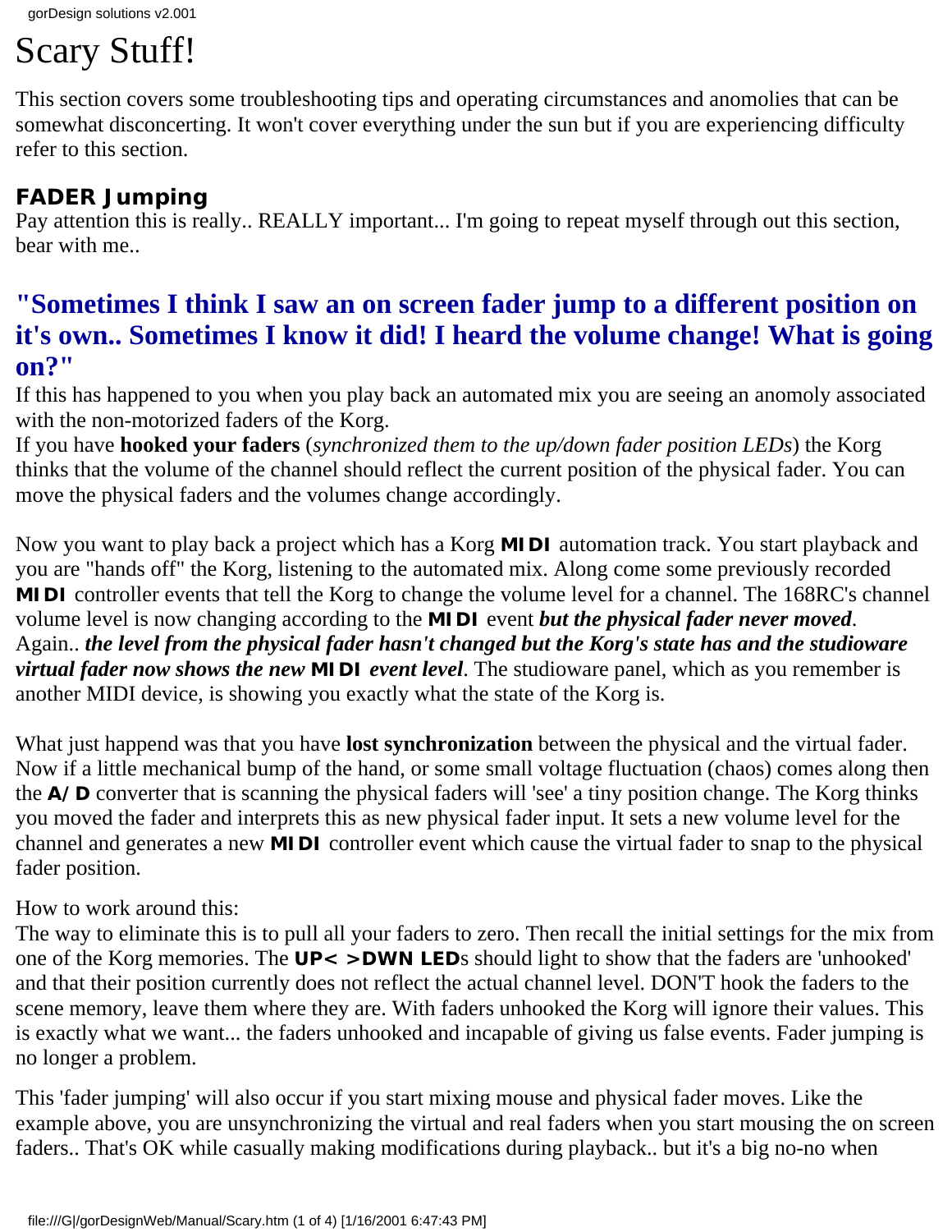# Scary Stuff!

This section covers some troubleshooting tips and operating circumstances and anomolies that can be somewhat disconcerting. It won't cover everything under the sun but if you are experiencing difficulty refer to this section.

### FADER Jumping

Pay attention this is really.. REALLY important... I'm going to repeat myself through out this section, bear with me..

## "Sometimes I think I saw an on screen fader jump to a different position on it's own.. Sometimes I know it did! I heard the volume change! What is going on?"

If this has happened to you when you play back an automated mix you are seeing an anomoly associated with the non-motorized faders of the Korg.

If you have **hooked your faders** (*synchronized them to the up/down fader position LEDs*) the Korg thinks that the volume of the channel should reflect the current position of the physical fader. You can move the physical faders and the volumes change accordingly.

Now you want to play back a project which has a Korg **MIDI** automation track. You start playback and you are "hands off" the Korg, listening to the automated mix. Along come some previously recorded **MIDI** controller events that tell the Korg to change the volume level for a channel. The 168RC's channel volume level is now changing according to the **MIDI** event ***but the physical fader never moved***. Again.. ***the level from the physical fader hasn't changed but the Korg's state has and the studioware virtual fader now shows the new MIDI event level***. The studioware panel, which as you remember is another MIDI device, is showing you exactly what the state of the Korg is.

What just happend was that you have **lost synchronization** between the physical and the virtual fader. Now if a little mechanical bump of the hand, or some small voltage fluctuation (chaos) comes along then the **A/D** converter that is scanning the physical faders will 'see' a tiny position change. The Korg thinks you moved the fader and interprets this as new physical fader input. It sets a new volume level for the channel and generates a new **MIDI** controller event which cause the virtual fader to snap to the physical fader position.

How to work around this:

The way to eliminate this is to pull all your faders to zero. Then recall the initial settings for the mix from one of the Korg memories. The **UP< >DWN LED**s should light to show that the faders are 'unhooked' and that their position currently does not reflect the actual channel level. DON'T hook the faders to the scene memory, leave them where they are. With faders unhooked the Korg will ignore their values. This is exactly what we want... the faders unhooked and incapable of giving us false events. Fader jumping is no longer a problem.

This 'fader jumping' will also occur if you start mixing mouse and physical fader moves. Like the example above, you are unsynchronizing the virtual and real faders when you start mousing the on screen faders.. That's OK while casually making modifications during playback.. but it's a big no-no when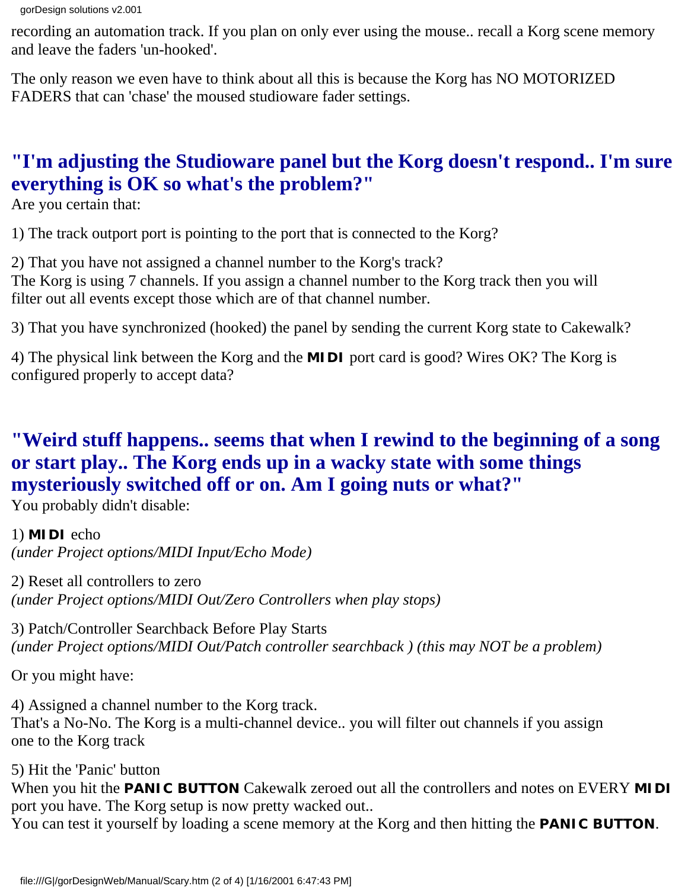recording an automation track. If you plan on only ever using the mouse.. recall a Korg scene memory and leave the faders 'un-hooked'.

The only reason we even have to think about all this is because the Korg has NO MOTORIZED FADERS that can 'chase' the moused studioware fader settings.

## "I'm adjusting the Studioware panel but the Korg doesn't respond.. I'm sure everything is OK so what's the problem?"

Are you certain that:

1) The track outport port is pointing to the port that is connected to the Korg?

2) That you have not assigned a channel number to the Korg's track?
The Korg is using 7 channels. If you assign a channel number to the Korg track then you will filter out all events except those which are of that channel number.

3) That you have synchronized (hooked) the panel by sending the current Korg state to Cakewalk?

4) The physical link between the Korg and the **MIDI** port card is good? Wires OK? The Korg is configured properly to accept data?

## "Weird stuff happens.. seems that when I rewind to the beginning of a song or start play.. The Korg ends up in a wacky state with some things mysteriously switched off or on. Am I going nuts or what?"

You probably didn't disable:

1) **MIDI** echo
*(under Project options/MIDI Input/Echo Mode)*

2) Reset all controllers to zero
*(under Project options/MIDI Out/Zero Controllers when play stops)*

3) Patch/Controller Searchback Before Play Starts
*(under Project options/MIDI Out/Patch controller searchback ) (this may NOT be a problem)*

Or you might have:

4) Assigned a channel number to the Korg track.
That's a No-No. The Korg is a multi-channel device.. you will filter out channels if you assign one to the Korg track

5) Hit the 'Panic' button
When you hit the **PANIC BUTTON** Cakewalk zeroed out all the controllers and notes on EVERY **MIDI** port you have. The Korg setup is now pretty wacked out..
You can test it yourself by loading a scene memory at the Korg and then hitting the **PANIC BUTTON**.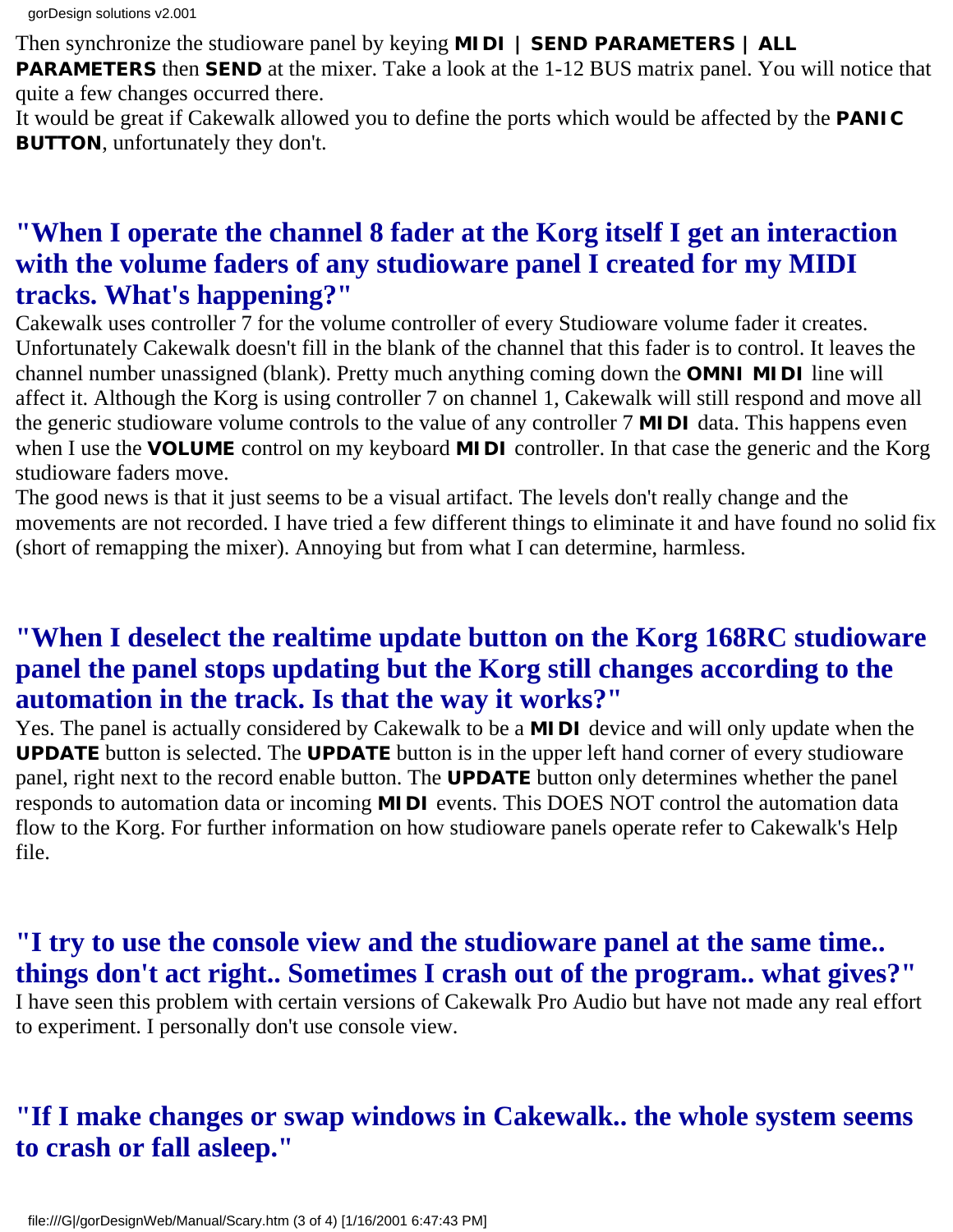Then synchronize the studioware panel by keying **MIDI | SEND PARAMETERS | ALL PARAMETERS** then **SEND** at the mixer. Take a look at the 1-12 BUS matrix panel. You will notice that quite a few changes occurred there.

It would be great if Cakewalk allowed you to define the ports which would be affected by the **PANIC BUTTON**, unfortunately they don't.

## "When I operate the channel 8 fader at the Korg itself I get an interaction with the volume faders of any studioware panel I created for my MIDI tracks. What's happening?"

Cakewalk uses controller 7 for the volume controller of every Studioware volume fader it creates. Unfortunately Cakewalk doesn't fill in the blank of the channel that this fader is to control. It leaves the channel number unassigned (blank). Pretty much anything coming down the **OMNI MIDI** line will affect it. Although the Korg is using controller 7 on channel 1, Cakewalk will still respond and move all the generic studioware volume controls to the value of any controller 7 **MIDI** data. This happens even when I use the **VOLUME** control on my keyboard **MIDI** controller. In that case the generic and the Korg studioware faders move.

The good news is that it just seems to be a visual artifact. The levels don't really change and the movements are not recorded. I have tried a few different things to eliminate it and have found no solid fix (short of remapping the mixer). Annoying but from what I can determine, harmless.

## "When I deselect the realtime update button on the Korg 168RC studioware panel the panel stops updating but the Korg still changes according to the automation in the track. Is that the way it works?"

Yes. The panel is actually considered by Cakewalk to be a **MIDI** device and will only update when the **UPDATE** button is selected. The **UPDATE** button is in the upper left hand corner of every studioware panel, right next to the record enable button. The **UPDATE** button only determines whether the panel responds to automation data or incoming **MIDI** events. This DOES NOT control the automation data flow to the Korg. For further information on how studioware panels operate refer to Cakewalk's Help file.

## "I try to use the console view and the studioware panel at the same time.. things don't act right.. Sometimes I crash out of the program.. what gives?"

I have seen this problem with certain versions of Cakewalk Pro Audio but have not made any real effort to experiment. I personally don't use console view.

## "If I make changes or swap windows in Cakewalk.. the whole system seems to crash or fall asleep."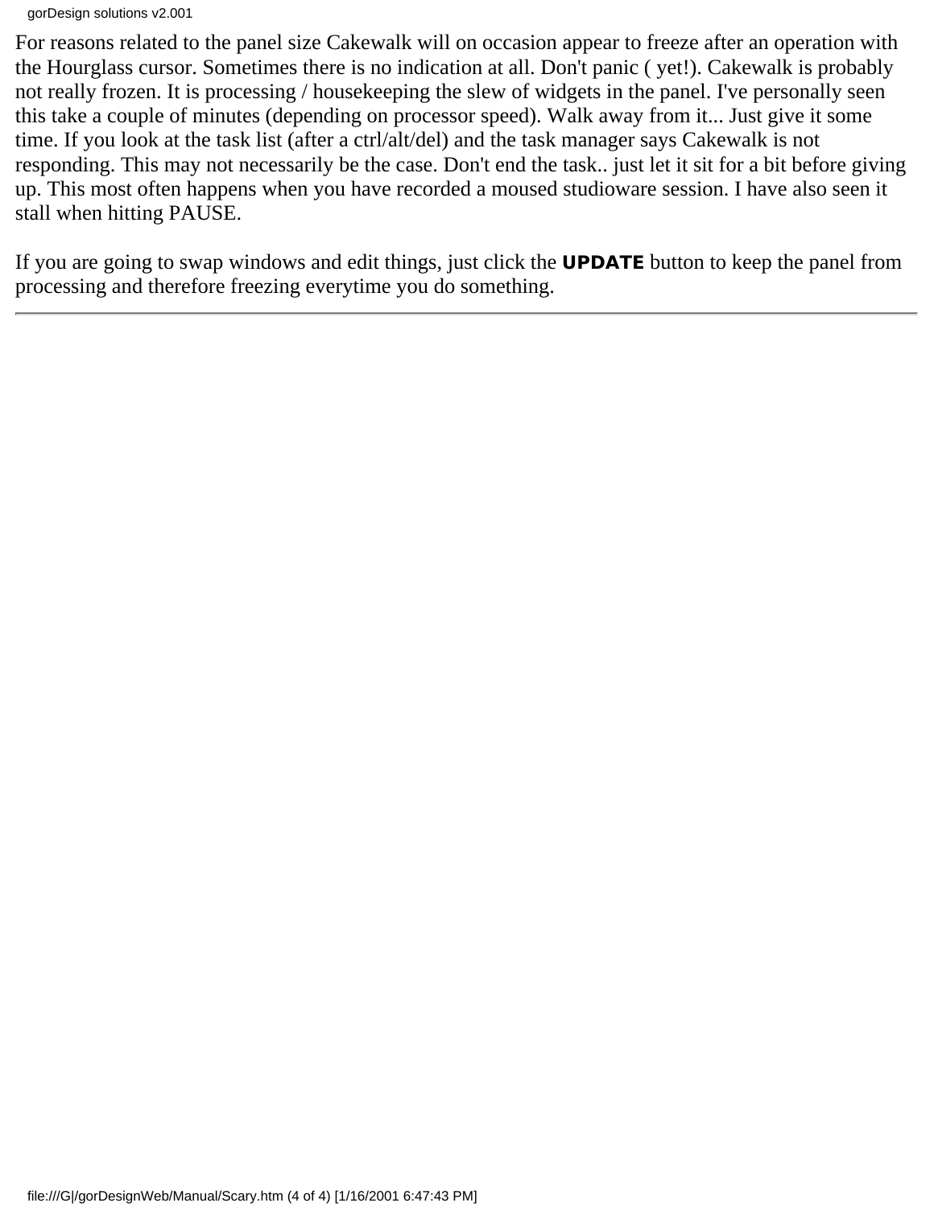For reasons related to the panel size Cakewalk will on occasion appear to freeze after an operation with the Hourglass cursor. Sometimes there is no indication at all. Don't panic ( yet!). Cakewalk is probably not really frozen. It is processing / housekeeping the slew of widgets in the panel. I've personally seen this take a couple of minutes (depending on processor speed). Walk away from it... Just give it some time. If you look at the task list (after a ctrl/alt/del) and the task manager says Cakewalk is not responding. This may not necessarily be the case. Don't end the task.. just let it sit for a bit before giving up. This most often happens when you have recorded a moused studioware session. I have also seen it stall when hitting PAUSE.

If you are going to swap windows and edit things, just click the **UPDATE** button to keep the panel from processing and therefore freezing everytime you do something.

---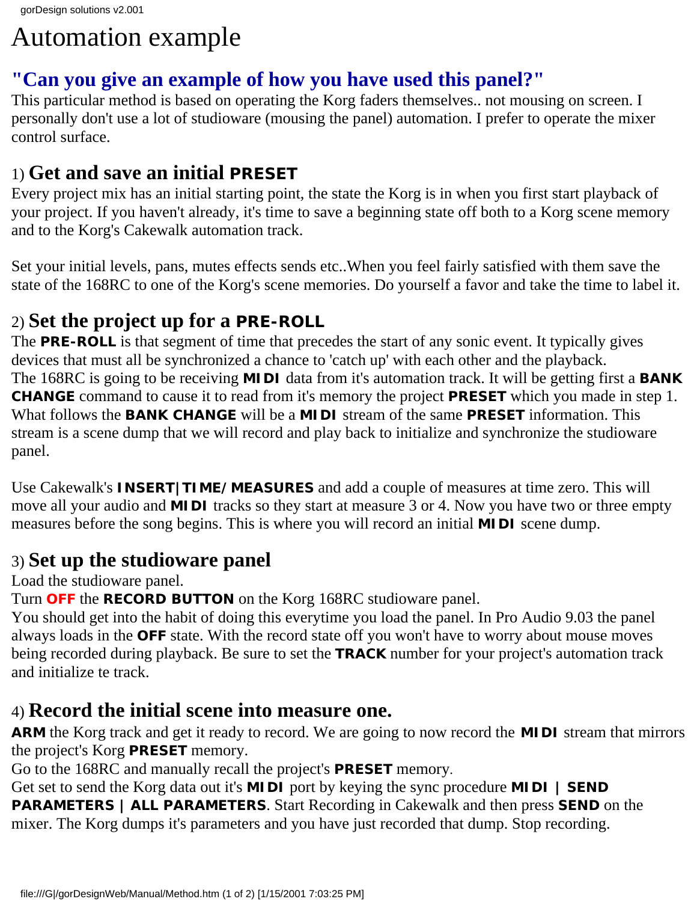# Automation example

## "Can you give an example of how you have used this panel?"

This particular method is based on operating the Korg faders themselves.. not mousing on screen. I personally don't use a lot of studioware (mousing the panel) automation. I prefer to operate the mixer control surface.

### 1) Get and save an initial **PRESET**

Every project mix has an initial starting point, the state the Korg is in when you first start playback of your project. If you haven't already, it's time to save a beginning state off both to a Korg scene memory and to the Korg's Cakewalk automation track.

Set your initial levels, pans, mutes effects sends etc..When you feel fairly satisfied with them save the state of the 168RC to one of the Korg's scene memories. Do yourself a favor and take the time to label it.

### 2) Set the project up for a **PRE-ROLL**

The **PRE-ROLL** is that segment of time that precedes the start of any sonic event. It typically gives devices that must all be synchronized a chance to 'catch up' with each other and the playback.
The 168RC is going to be receiving **MIDI** data from it's automation track. It will be getting first a **BANK CHANGE** command to cause it to read from it's memory the project **PRESET** which you made in step 1. What follows the **BANK CHANGE** will be a **MIDI** stream of the same **PRESET** information. This stream is a scene dump that we will record and play back to initialize and synchronize the studioware panel.

Use Cakewalk's **INSERT|TIME/MEASURES** and add a couple of measures at time zero. This will move all your audio and **MIDI** tracks so they start at measure 3 or 4. Now you have two or three empty measures before the song begins. This is where you will record an initial **MIDI** scene dump.

### 3) Set up the studioware panel

Load the studioware panel.
Turn **OFF** the **RECORD BUTTON** on the Korg 168RC studioware panel.
You should get into the habit of doing this everytime you load the panel. In Pro Audio 9.03 the panel always loads in the **OFF** state. With the record state off you won't have to worry about mouse moves being recorded during playback. Be sure to set the **TRACK** number for your project's automation track and initialize te track.

### 4) Record the initial scene into measure one.

**ARM** the Korg track and get it ready to record. We are going to now record the **MIDI** stream that mirrors the project's Korg **PRESET** memory.
Go to the 168RC and manually recall the project's **PRESET** memory.
Get set to send the Korg data out it's **MIDI** port by keying the sync procedure **MIDI | SEND PARAMETERS | ALL PARAMETERS**. Start Recording in Cakewalk and then press **SEND** on the mixer. The Korg dumps it's parameters and you have just recorded that dump. Stop recording.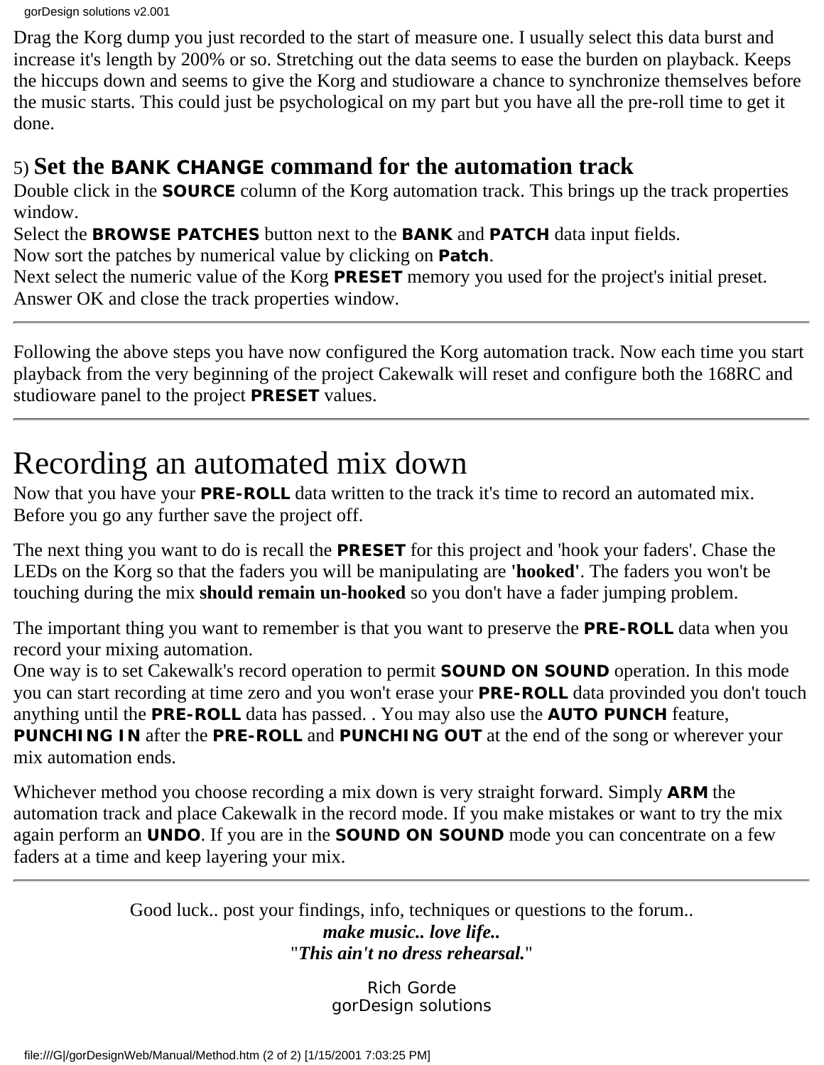Drag the Korg dump you just recorded to the start of measure one. I usually select this data burst and increase it's length by 200% or so. Stretching out the data seems to ease the burden on playback. Keeps the hiccups down and seems to give the Korg and studioware a chance to synchronize themselves before the music starts. This could just be psychological on my part but you have all the pre-roll time to get it done.

### 5) **Set the BANK CHANGE command for the automation track**

Double click in the **SOURCE** column of the Korg automation track. This brings up the track properties window.
Select the **BROWSE PATCHES** button next to the **BANK** and **PATCH** data input fields.
Now sort the patches by numerical value by clicking on **Patch**.
Next select the numeric value of the Korg **PRESET** memory you used for the project's initial preset.
Answer OK and close the track properties window.

---

Following the above steps you have now configured the Korg automation track. Now each time you start playback from the very beginning of the project Cakewalk will reset and configure both the 168RC and studioware panel to the project **PRESET** values.

---

# Recording an automated mix down

Now that you have your **PRE-ROLL** data written to the track it's time to record an automated mix. Before you go any further save the project off.

The next thing you want to do is recall the **PRESET** for this project and 'hook your faders'. Chase the LEDs on the Korg so that the faders you will be manipulating are **'hooked'**. The faders you won't be touching during the mix **should remain un-hooked** so you don't have a fader jumping problem.

The important thing you want to remember is that you want to preserve the **PRE-ROLL** data when you record your mixing automation.
One way is to set Cakewalk's record operation to permit **SOUND ON SOUND** operation. In this mode you can start recording at time zero and you won't erase your **PRE-ROLL** data provinded you don't touch anything until the **PRE-ROLL** data has passed. . You may also use the **AUTO PUNCH** feature, **PUNCHING IN** after the **PRE-ROLL** and **PUNCHING OUT** at the end of the song or wherever your mix automation ends.

Whichever method you choose recording a mix down is very straight forward. Simply **ARM** the automation track and place Cakewalk in the record mode. If you make mistakes or want to try the mix again perform an **UNDO**. If you are in the **SOUND ON SOUND** mode you can concentrate on a few faders at a time and keep layering your mix.

---

Good luck.. post your findings, info, techniques or questions to the forum..
***make music.. love life..***
"***This ain't no dress rehearsal.***"

Rich Gorde
gorDesign solutions